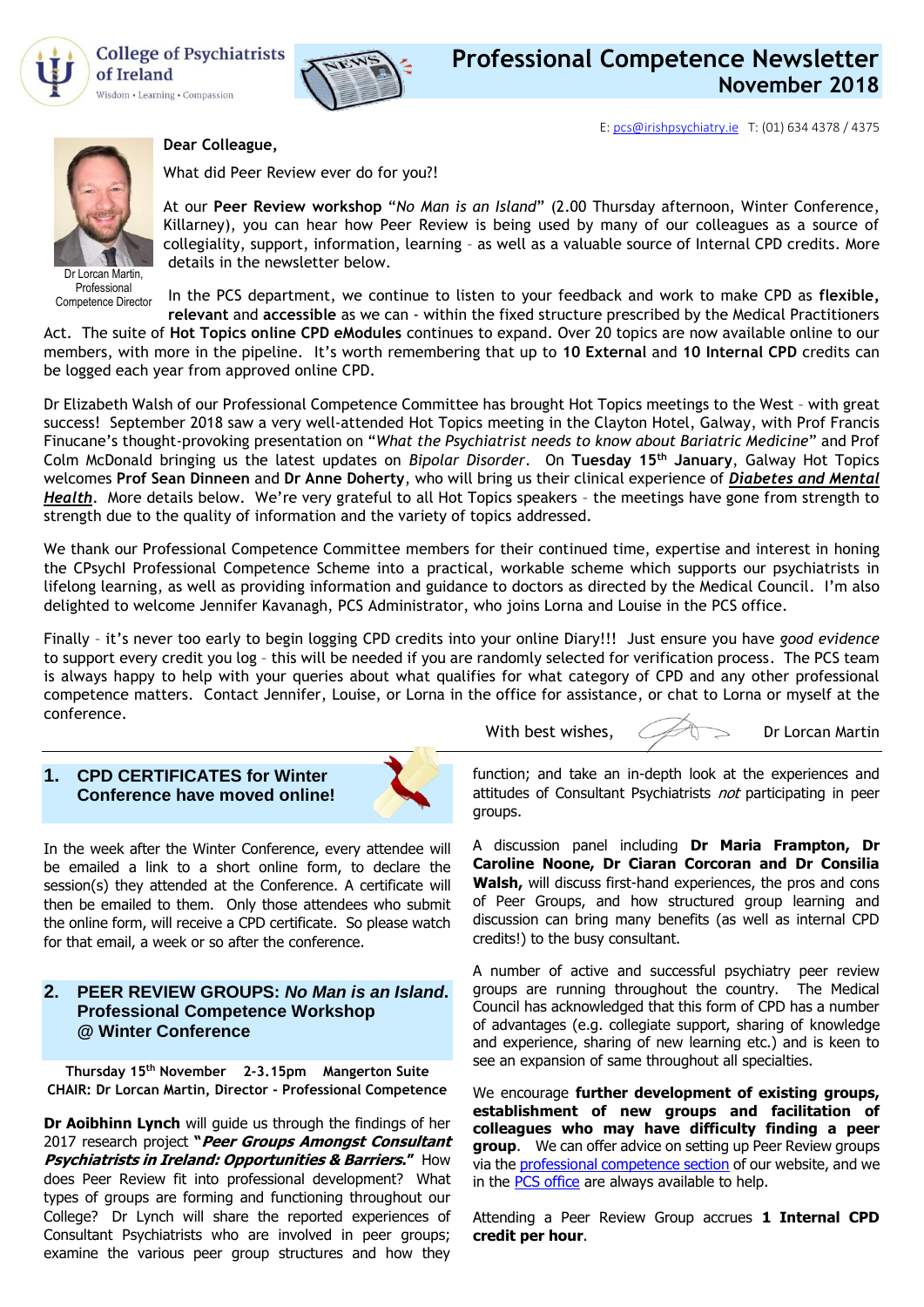College of Psychiatrists of Ireland

Wisdom • Learning • Compassion

# Professional Competence Newsletter
## November 2018

E: pcs@irishpsychiatry.ie T: (01) 634 4378 / 4375

Dr Lorcan Martin, Professional Competence Director

**Dear Colleague,**

What did Peer Review ever do for you?!

At our **Peer Review workshop** "*No Man is an Island*" (2.00 Thursday afternoon, Winter Conference, Killarney), you can hear how Peer Review is being used by many of our colleagues as a source of collegiality, support, information, learning – as well as a valuable source of Internal CPD credits. More details in the newsletter below.

In the PCS department, we continue to listen to your feedback and work to make CPD as **flexible, relevant** and **accessible** as we can - within the fixed structure prescribed by the Medical Practitioners Act. The suite of **Hot Topics online CPD eModules** continues to expand. Over 20 topics are now available online to our members, with more in the pipeline. It's worth remembering that up to **10 External** and **10 Internal CPD** credits can be logged each year from approved online CPD.

Dr Elizabeth Walsh of our Professional Competence Committee has brought Hot Topics meetings to the West – with great success! September 2018 saw a very well-attended Hot Topics meeting in the Clayton Hotel, Galway, with Prof Francis Finucane's thought-provoking presentation on "*What the Psychiatrist needs to know about Bariatric Medicine*" and Prof Colm McDonald bringing us the latest updates on *Bipolar Disorder*. On **Tuesday 15th January**, Galway Hot Topics welcomes **Prof Sean Dinneen** and **Dr Anne Doherty**, who will bring us their clinical experience of ***Diabetes and Mental Health***. More details below. We're very grateful to all Hot Topics speakers – the meetings have gone from strength to strength due to the quality of information and the variety of topics addressed.

We thank our Professional Competence Committee members for their continued time, expertise and interest in honing the CPsychI Professional Competence Scheme into a practical, workable scheme which supports our psychiatrists in lifelong learning, as well as providing information and guidance to doctors as directed by the Medical Council. I'm also delighted to welcome Jennifer Kavanagh, PCS Administrator, who joins Lorna and Louise in the PCS office.

Finally – it's never too early to begin logging CPD credits into your online Diary!!! Just ensure you have *good evidence* to support every credit you log – this will be needed if you are randomly selected for verification process. The PCS team is always happy to help with your queries about what qualifies for what category of CPD and any other professional competence matters. Contact Jennifer, Louise, or Lorna in the office for assistance, or chat to Lorna or myself at the conference.

With best wishes, Dr Lorcan Martin

## 1. CPD CERTIFICATES for Winter Conference have moved online!

In the week after the Winter Conference, every attendee will be emailed a link to a short online form, to declare the session(s) they attended at the Conference. A certificate will then be emailed to them. Only those attendees who submit the online form, will receive a CPD certificate. So please watch for that email, a week or so after the conference.

## 2. PEER REVIEW GROUPS: *No Man is an Island*. Professional Competence Workshop @ Winter Conference

**Thursday 15th November 2-3.15pm Mangerton Suite**
**CHAIR: Dr Lorcan Martin, Director - Professional Competence**

**Dr Aoibhinn Lynch** will guide us through the findings of her 2017 research project ***"Peer Groups Amongst Consultant Psychiatrists in Ireland: Opportunities & Barriers."*** How does Peer Review fit into professional development? What types of groups are forming and functioning throughout our College? Dr Lynch will share the reported experiences of Consultant Psychiatrists who are involved in peer groups; examine the various peer group structures and how they function; and take an in-depth look at the experiences and attitudes of Consultant Psychiatrists *not* participating in peer groups.

A discussion panel including **Dr Maria Frampton, Dr Caroline Noone, Dr Ciaran Corcoran and Dr Consilia Walsh,** will discuss first-hand experiences, the pros and cons of Peer Groups, and how structured group learning and discussion can bring many benefits (as well as internal CPD credits!) to the busy consultant.

A number of active and successful psychiatry peer review groups are running throughout the country. The Medical Council has acknowledged that this form of CPD has a number of advantages (e.g. collegiate support, sharing of knowledge and experience, sharing of new learning etc.) and is keen to see an expansion of same throughout all specialties.

We encourage **further development of existing groups, establishment of new groups and facilitation of colleagues who may have difficulty finding a peer group**. We can offer advice on setting up Peer Review groups via the professional competence section of our website, and we in the PCS office are always available to help.

Attending a Peer Review Group accrues **1 Internal CPD credit per hour**.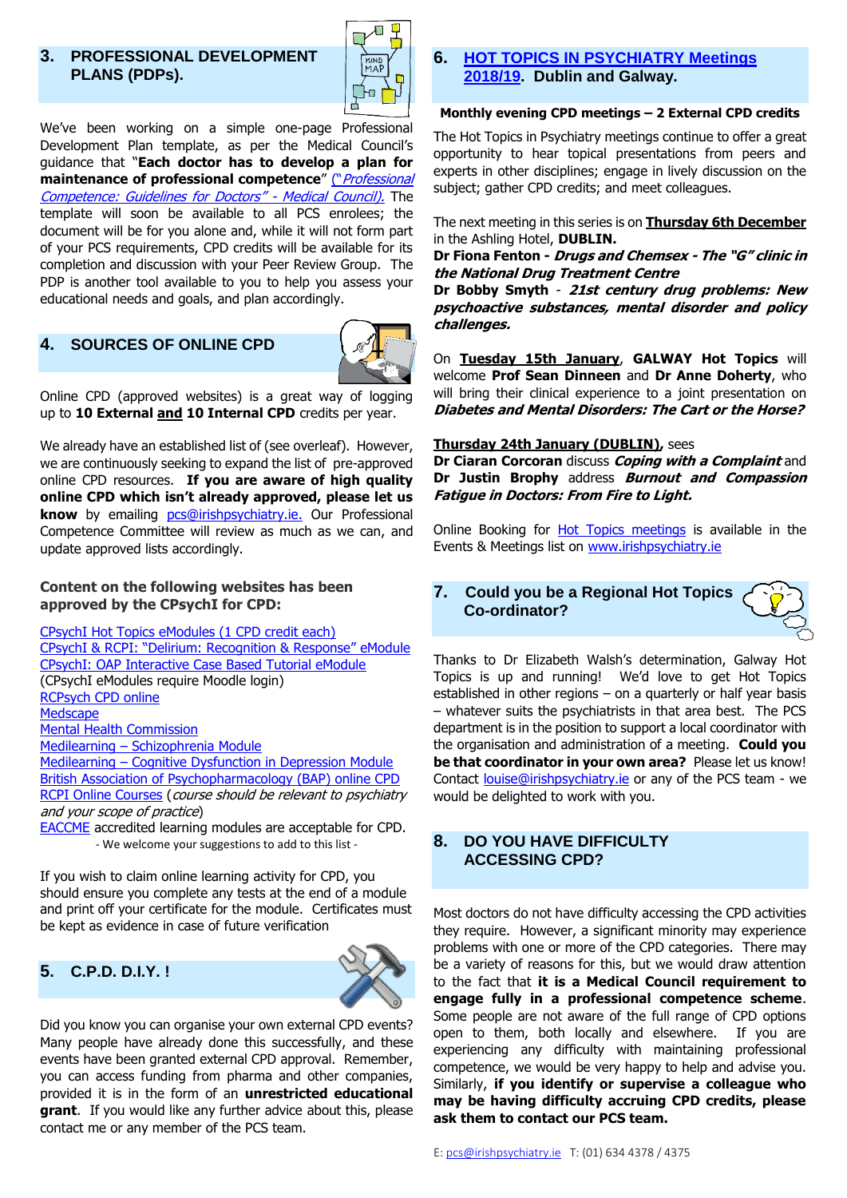## 3. PROFESSIONAL DEVELOPMENT PLANS (PDPs).

We've been working on a simple one-page Professional Development Plan template, as per the Medical Council's guidance that "**Each doctor has to develop a plan for maintenance of professional competence**" (*"Professional Competence: Guidelines for Doctors" - Medical Council).* The template will soon be available to all PCS enrolees; the document will be for you alone and, while it will not form part of your PCS requirements, CPD credits will be available for its completion and discussion with your Peer Review Group. The PDP is another tool available to you to help you assess your educational needs and goals, and plan accordingly.

## 4. SOURCES OF ONLINE CPD

Online CPD (approved websites) is a great way of logging up to **10 External and 10 Internal CPD** credits per year.

We already have an established list of (see overleaf). However, we are continuously seeking to expand the list of pre-approved online CPD resources. **If you are aware of high quality online CPD which isn't already approved, please let us know** by emailing pcs@irishpsychiatry.ie. Our Professional Competence Committee will review as much as we can, and update approved lists accordingly.

**Content on the following websites has been approved by the CPsychI for CPD:**

CPsychI Hot Topics eModules (1 CPD credit each)
CPsychI & RCPI: "Delirium: Recognition & Response" eModule
CPsychI: OAP Interactive Case Based Tutorial eModule
(CPsychI eModules require Moodle login)
RCPsych CPD online
Medscape
Mental Health Commission
Medilearning – Schizophrenia Module
Medilearning – Cognitive Dysfunction in Depression Module
British Association of Psychopharmacology (BAP) online CPD
RCPI Online Courses (*course should be relevant to psychiatry and your scope of practice*)
EACCME accredited learning modules are acceptable for CPD.
- We welcome your suggestions to add to this list -

If you wish to claim online learning activity for CPD, you should ensure you complete any tests at the end of a module and print off your certificate for the module. Certificates must be kept as evidence in case of future verification

## 5. C.P.D. D.I.Y. !

Did you know you can organise your own external CPD events? Many people have already done this successfully, and these events have been granted external CPD approval. Remember, you can access funding from pharma and other companies, provided it is in the form of an **unrestricted educational grant**. If you would like any further advice about this, please contact me or any member of the PCS team.

## 6. HOT TOPICS IN PSYCHIATRY Meetings 2018/19. Dublin and Galway.

**Monthly evening CPD meetings – 2 External CPD credits**

The Hot Topics in Psychiatry meetings continue to offer a great opportunity to hear topical presentations from peers and experts in other disciplines; engage in lively discussion on the subject; gather CPD credits; and meet colleagues.

The next meeting in this series is on **Thursday 6th December** in the Ashling Hotel, **DUBLIN.**
**Dr Fiona Fenton -** ***Drugs and Chemsex - The "G" clinic in the National Drug Treatment Centre***
**Dr Bobby Smyth** - ***21st century drug problems: New psychoactive substances, mental disorder and policy challenges.***

On **Tuesday 15th January**, **GALWAY Hot Topics** will welcome **Prof Sean Dinneen** and **Dr Anne Doherty**, who will bring their clinical experience to a joint presentation on ***Diabetes and Mental Disorders: The Cart or the Horse?***

**Thursday 24th January (DUBLIN),** sees
**Dr Ciaran Corcoran** discuss ***Coping with a Complaint*** and **Dr Justin Brophy** address ***Burnout and Compassion Fatigue in Doctors: From Fire to Light.***

Online Booking for Hot Topics meetings is available in the Events & Meetings list on www.irishpsychiatry.ie

## 7. Could you be a Regional Hot Topics Co-ordinator?

Thanks to Dr Elizabeth Walsh's determination, Galway Hot Topics is up and running! We'd love to get Hot Topics established in other regions – on a quarterly or half year basis – whatever suits the psychiatrists in that area best. The PCS department is in the position to support a local coordinator with the organisation and administration of a meeting. **Could you be that coordinator in your own area?** Please let us know! Contact louise@irishpsychiatry.ie or any of the PCS team - we would be delighted to work with you.

## 8. DO YOU HAVE DIFFICULTY ACCESSING CPD?

Most doctors do not have difficulty accessing the CPD activities they require. However, a significant minority may experience problems with one or more of the CPD categories. There may be a variety of reasons for this, but we would draw attention to the fact that **it is a Medical Council requirement to engage fully in a professional competence scheme**. Some people are not aware of the full range of CPD options open to them, both locally and elsewhere. If you are experiencing any difficulty with maintaining professional competence, we would be very happy to help and advise you. Similarly, **if you identify or supervise a colleague who may be having difficulty accruing CPD credits, please ask them to contact our PCS team.**

E: pcs@irishpsychiatry.ie T: (01) 634 4378 / 4375